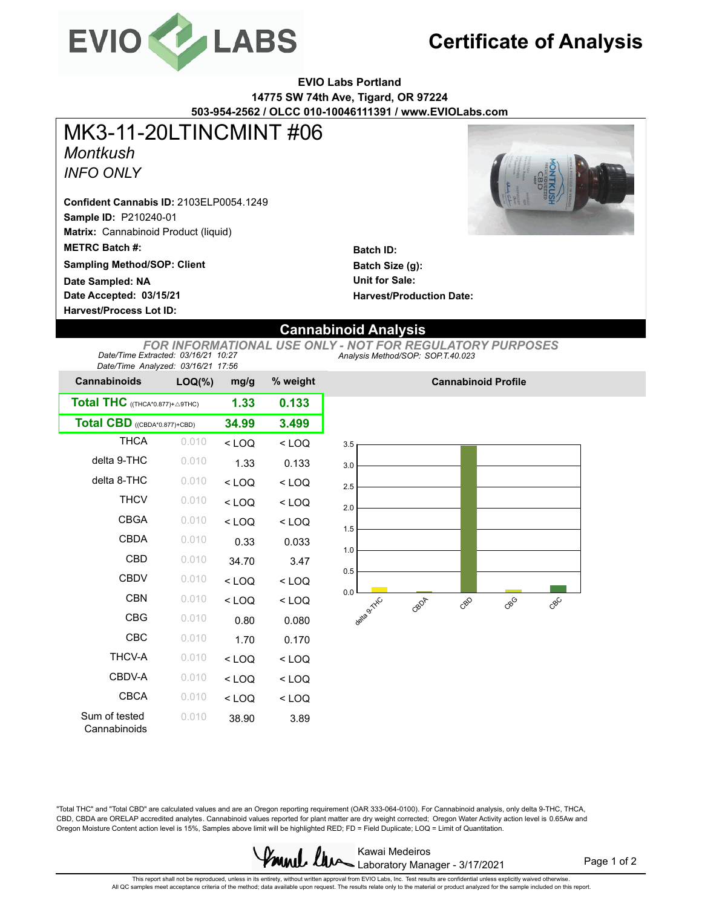# Certificate of Analysis

**EVIO Labs Portland**
**14775 SW 74th Ave, Tigard, OR 97224**
**503-954-2562 / OLCC 010-10046111391 / www.EVIOLabs.com**

# MK3-11-20LTINCMINT #06

*Montkush*

*INFO ONLY*

**Confident Cannabis ID:** 2103ELP0054.1249
**Sample ID:** P210240-01
**Matrix:** Cannabinoid Product (liquid)
**METRC Batch #:**
**Sampling Method/SOP: Client**
**Date Sampled: NA**
**Date Accepted: 03/15/21**
**Harvest/Process Lot ID:**

**Batch ID:**
**Batch Size (g):**
**Unit for Sale:**
**Harvest/Production Date:**

## Cannabinoid Analysis

*FOR INFORMATIONAL USE ONLY - NOT FOR REGULATORY PURPOSES*

*Date/Time Extracted: 03/16/21 10:27*
*Date/Time Analyzed: 03/16/21 17:56*
*Analysis Method/SOP: SOP.T.40.023*

| Cannabinoids | LOQ(%) | mg/g | % weight |
|---|---|---|---|
| **Total THC** ((THCA*0.877)+△9THC) | | **1.33** | **0.133** |
| **Total CBD** ((CBDA*0.877)+CBD) | | **34.99** | **3.499** |
| THCA | 0.010 | < LOQ | < LOQ |
| delta 9-THC | 0.010 | 1.33 | 0.133 |
| delta 8-THC | 0.010 | < LOQ | < LOQ |
| THCV | 0.010 | < LOQ | < LOQ |
| CBGA | 0.010 | < LOQ | < LOQ |
| CBDA | 0.010 | 0.33 | 0.033 |
| CBD | 0.010 | 34.70 | 3.47 |
| CBDV | 0.010 | < LOQ | < LOQ |
| CBN | 0.010 | < LOQ | < LOQ |
| CBG | 0.010 | 0.80 | 0.080 |
| CBC | 0.010 | 1.70 | 0.170 |
| THCV-A | 0.010 | < LOQ | < LOQ |
| CBDV-A | 0.010 | < LOQ | < LOQ |
| CBCA | 0.010 | < LOQ | < LOQ |
| Sum of tested Cannabinoids | 0.010 | 38.90 | 3.89 |

**Cannabinoid Profile**

"Total THC" and "Total CBD" are calculated values and are an Oregon reporting requirement (OAR 333-064-0100). For Cannabinoid analysis, only delta 9-THC, THCA, CBD, CBDA are ORELAP accredited analytes. Cannabinoid values reported for plant matter are dry weight corrected; Oregon Water Activity action level is 0.65Aw and Oregon Moisture Content action level is 15%, Samples above limit will be highlighted RED; FD = Field Duplicate; LOQ = Limit of Quantitation.

Kawai Medeiros
Laboratory Manager - 3/17/2021

This report shall not be reproduced, unless in its entirety, without written approval from EVIO Labs, Inc. Test results are confidential unless explicitly waived otherwise.
All QC samples meet acceptance criteria of the method; data available upon request. The results relate only to the material or product analyzed for the sample included on this report.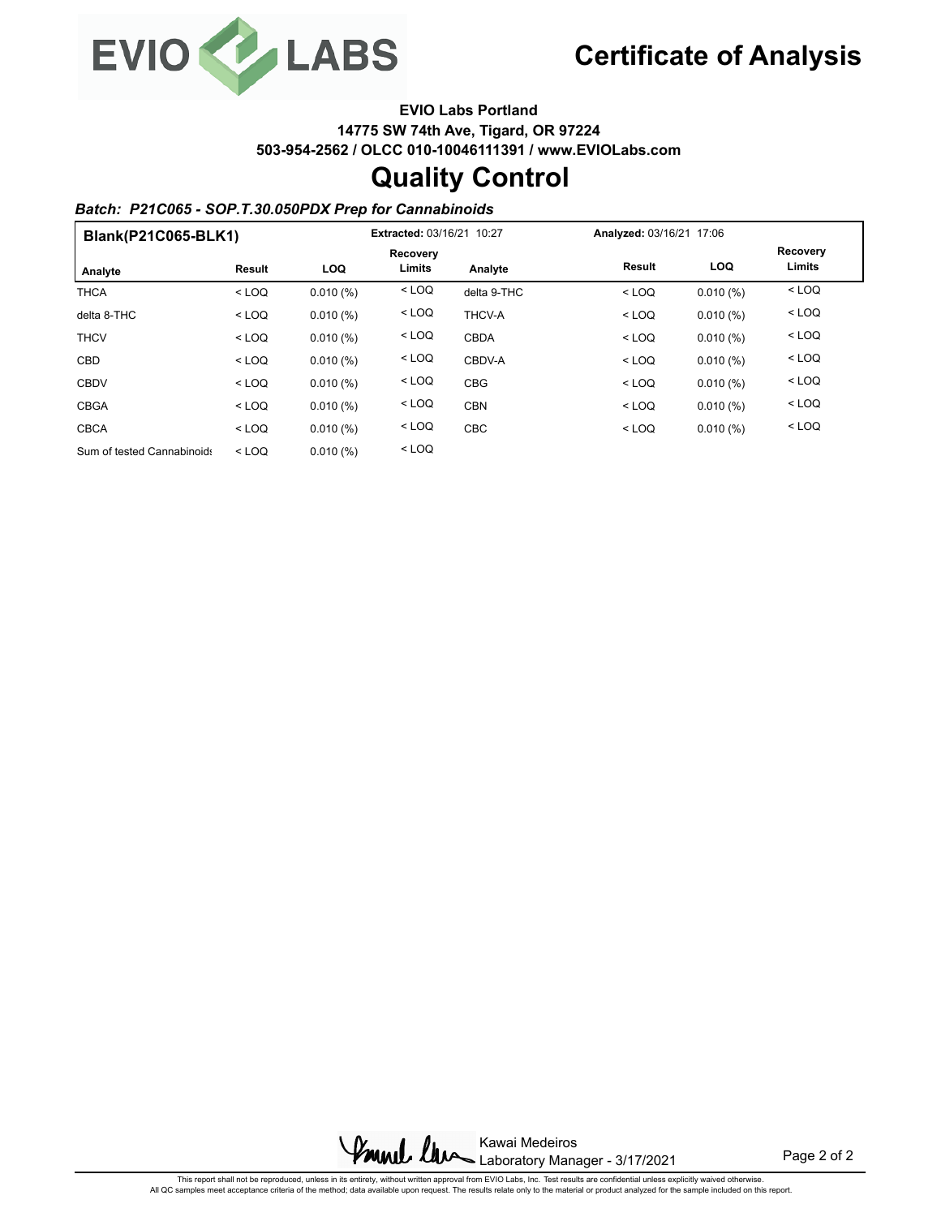# Certificate of Analysis

**EVIO Labs Portland**
**14775 SW 74th Ave, Tigard, OR 97224**
**503-954-2562 / OLCC 010-10046111391 / www.EVIOLabs.com**

# Quality Control

***Batch: P21C065 - SOP.T.30.050PDX Prep for Cannabinoids***

| **Blank(P21C065-BLK1)** | | **Extracted:** 03/16/21 10:27 | | | **Analyzed:** 03/16/21 17:06 | | |
|---|---|---|---|---|---|---|---|
| **Analyte** | **Result** | **LOQ** | **Recovery Limits** | **Analyte** | **Result** | **LOQ** | **Recovery Limits** |
| THCA | < LOQ | 0.010 (%) | < LOQ | delta 9-THC | < LOQ | 0.010 (%) | < LOQ |
| delta 8-THC | < LOQ | 0.010 (%) | < LOQ | THCV-A | < LOQ | 0.010 (%) | < LOQ |
| THCV | < LOQ | 0.010 (%) | < LOQ | CBDA | < LOQ | 0.010 (%) | < LOQ |
| CBD | < LOQ | 0.010 (%) | < LOQ | CBDV-A | < LOQ | 0.010 (%) | < LOQ |
| CBDV | < LOQ | 0.010 (%) | < LOQ | CBG | < LOQ | 0.010 (%) | < LOQ |
| CBGA | < LOQ | 0.010 (%) | < LOQ | CBN | < LOQ | 0.010 (%) | < LOQ |
| CBCA | < LOQ | 0.010 (%) | < LOQ | CBC | < LOQ | 0.010 (%) | < LOQ |
| Sum of tested Cannabinoids | < LOQ | 0.010 (%) | < LOQ | | | | |

Kawai Medeiros
Laboratory Manager - 3/17/2021

This report shall not be reproduced, unless in its entirety, without written approval from EVIO Labs, Inc. Test results are confidential unless explicitly waived otherwise.
All QC samples meet acceptance criteria of the method; data available upon request. The results relate only to the material or product analyzed for the sample included on this report.